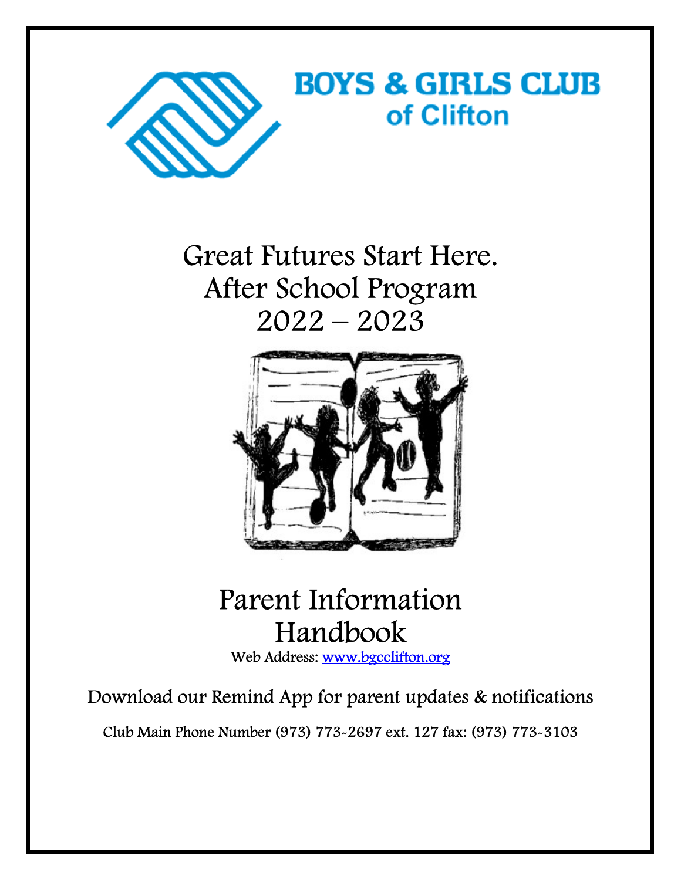# BOYS & GIRLS CLUB of Clifton

## Great Futures Start Here. After School Program 2022 – 2023

## Parent Information Handbook

Web Address: [www.bgcclifton.org](http://www.bgcclifton.org)

Download our Remind App for parent updates & notifications

Club Main Phone Number (973) 773-2697 ext. 127 fax: (973) 773-3103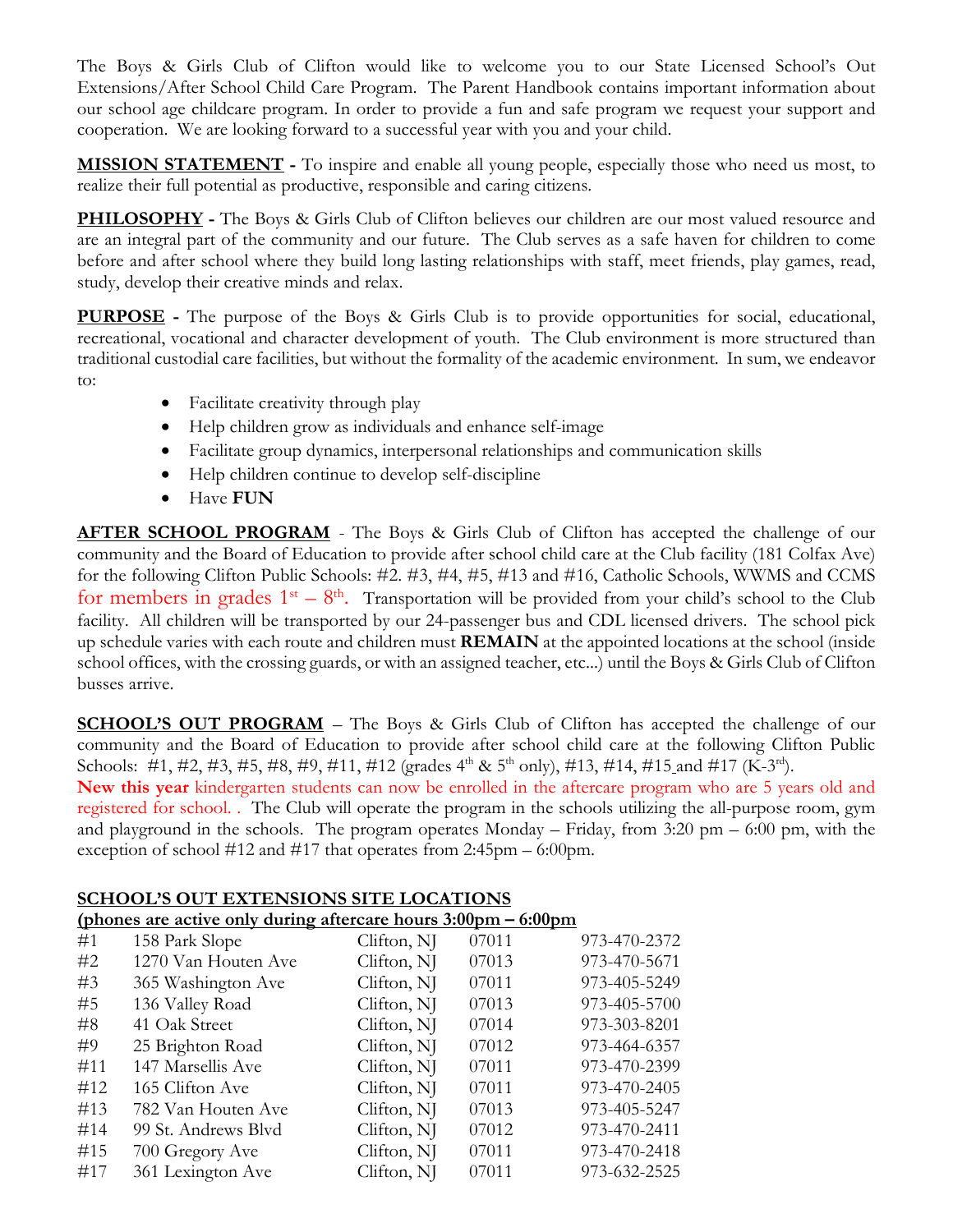The Boys & Girls Club of Clifton would like to welcome you to our State Licensed School's Out Extensions/After School Child Care Program. The Parent Handbook contains important information about our school age childcare program. In order to provide a fun and safe program we request your support and cooperation. We are looking forward to a successful year with you and your child.

**MISSION STATEMENT -** To inspire and enable all young people, especially those who need us most, to realize their full potential as productive, responsible and caring citizens.

**PHILOSOPHY -** The Boys & Girls Club of Clifton believes our children are our most valued resource and are an integral part of the community and our future. The Club serves as a safe haven for children to come before and after school where they build long lasting relationships with staff, meet friends, play games, read, study, develop their creative minds and relax.

**PURPOSE -** The purpose of the Boys & Girls Club is to provide opportunities for social, educational, recreational, vocational and character development of youth. The Club environment is more structured than traditional custodial care facilities, but without the formality of the academic environment. In sum, we endeavor to:

- Facilitate creativity through play
- Help children grow as individuals and enhance self-image
- Facilitate group dynamics, interpersonal relationships and communication skills
- Help children continue to develop self-discipline
- Have **FUN**

**AFTER SCHOOL PROGRAM** - The Boys & Girls Club of Clifton has accepted the challenge of our community and the Board of Education to provide after school child care at the Club facility (181 Colfax Ave) for the following Clifton Public Schools: #2. #3, #4, #5, #13 and #16, Catholic Schools, WWMS and CCMS for members in grades 1st – 8th. Transportation will be provided from your child's school to the Club facility. All children will be transported by our 24-passenger bus and CDL licensed drivers. The school pick up schedule varies with each route and children must **REMAIN** at the appointed locations at the school (inside school offices, with the crossing guards, or with an assigned teacher, etc...) until the Boys & Girls Club of Clifton busses arrive.

**SCHOOL'S OUT PROGRAM** – The Boys & Girls Club of Clifton has accepted the challenge of our community and the Board of Education to provide after school child care at the following Clifton Public Schools: #1, #2, #3, #5, #8, #9, #11, #12 (grades 4th & 5th only), #13, #14, #15 and #17 (K-3rd).
**New this year** kindergarten students can now be enrolled in the aftercare program who are 5 years old and registered for school. . The Club will operate the program in the schools utilizing the all-purpose room, gym and playground in the schools. The program operates Monday – Friday, from 3:20 pm – 6:00 pm, with the exception of school #12 and #17 that operates from 2:45pm – 6:00pm.

**SCHOOL'S OUT EXTENSIONS SITE LOCATIONS**
**(phones are active only during aftercare hours 3:00pm – 6:00pm**

| | | | | |
|---|---|---|---|---|
| #1 | 158 Park Slope | Clifton, NJ | 07011 | 973-470-2372 |
| #2 | 1270 Van Houten Ave | Clifton, NJ | 07013 | 973-470-5671 |
| #3 | 365 Washington Ave | Clifton, NJ | 07011 | 973-405-5249 |
| #5 | 136 Valley Road | Clifton, NJ | 07013 | 973-405-5700 |
| #8 | 41 Oak Street | Clifton, NJ | 07014 | 973-303-8201 |
| #9 | 25 Brighton Road | Clifton, NJ | 07012 | 973-464-6357 |
| #11 | 147 Marsellis Ave | Clifton, NJ | 07011 | 973-470-2399 |
| #12 | 165 Clifton Ave | Clifton, NJ | 07011 | 973-470-2405 |
| #13 | 782 Van Houten Ave | Clifton, NJ | 07013 | 973-405-5247 |
| #14 | 99 St. Andrews Blvd | Clifton, NJ | 07012 | 973-470-2411 |
| #15 | 700 Gregory Ave | Clifton, NJ | 07011 | 973-470-2418 |
| #17 | 361 Lexington Ave | Clifton, NJ | 07011 | 973-632-2525 |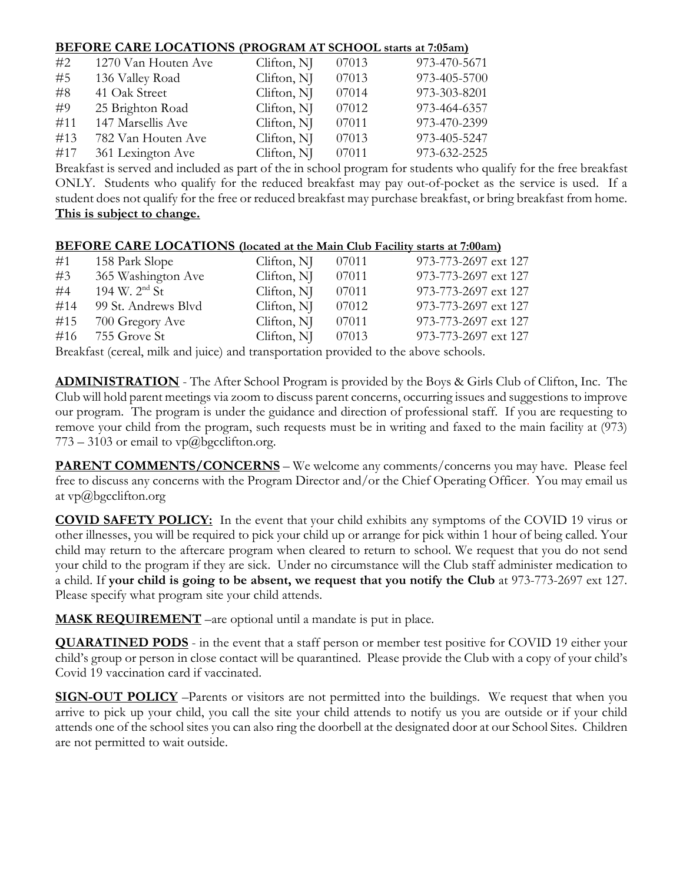**BEFORE CARE LOCATIONS (PROGRAM AT SCHOOL starts at 7:05am)**

| | | | | |
|---|---|---|---|---|
| #2 | 1270 Van Houten Ave | Clifton, NJ | 07013 | 973-470-5671 |
| #5 | 136 Valley Road | Clifton, NJ | 07013 | 973-405-5700 |
| #8 | 41 Oak Street | Clifton, NJ | 07014 | 973-303-8201 |
| #9 | 25 Brighton Road | Clifton, NJ | 07012 | 973-464-6357 |
| #11 | 147 Marsellis Ave | Clifton, NJ | 07011 | 973-470-2399 |
| #13 | 782 Van Houten Ave | Clifton, NJ | 07013 | 973-405-5247 |
| #17 | 361 Lexington Ave | Clifton, NJ | 07011 | 973-632-2525 |

Breakfast is served and included as part of the in school program for students who qualify for the free breakfast ONLY. Students who qualify for the reduced breakfast may pay out-of-pocket as the service is used. If a student does not qualify for the free or reduced breakfast may purchase breakfast, or bring breakfast from home. **This is subject to change.**

**BEFORE CARE LOCATIONS (located at the Main Club Facility starts at 7:00am)**

| | | | | |
|---|---|---|---|---|
| #1 | 158 Park Slope | Clifton, NJ | 07011 | 973-773-2697 ext 127 |
| #3 | 365 Washington Ave | Clifton, NJ | 07011 | 973-773-2697 ext 127 |
| #4 | 194 W. 2nd St | Clifton, NJ | 07011 | 973-773-2697 ext 127 |
| #14 | 99 St. Andrews Blvd | Clifton, NJ | 07012 | 973-773-2697 ext 127 |
| #15 | 700 Gregory Ave | Clifton, NJ | 07011 | 973-773-2697 ext 127 |
| #16 | 755 Grove St | Clifton, NJ | 07013 | 973-773-2697 ext 127 |

Breakfast (cereal, milk and juice) and transportation provided to the above schools.

**ADMINISTRATION** - The After School Program is provided by the Boys & Girls Club of Clifton, Inc. The Club will hold parent meetings via zoom to discuss parent concerns, occurring issues and suggestions to improve our program. The program is under the guidance and direction of professional staff. If you are requesting to remove your child from the program, such requests must be in writing and faxed to the main facility at (973) 773 – 3103 or email to vp@bgcclifton.org.

**PARENT COMMENTS/CONCERNS** – We welcome any comments/concerns you may have. Please feel free to discuss any concerns with the Program Director and/or the Chief Operating Officer. You may email us at vp@bgcclifton.org

**COVID SAFETY POLICY:** In the event that your child exhibits any symptoms of the COVID 19 virus or other illnesses, you will be required to pick your child up or arrange for pick within 1 hour of being called. Your child may return to the aftercare program when cleared to return to school. We request that you do not send your child to the program if they are sick. Under no circumstance will the Club staff administer medication to a child. If **your child is going to be absent, we request that you notify the Club** at 973-773-2697 ext 127. Please specify what program site your child attends.

**MASK REQUIREMENT** –are optional until a mandate is put in place.

**QUARATINED PODS** - in the event that a staff person or member test positive for COVID 19 either your child's group or person in close contact will be quarantined. Please provide the Club with a copy of your child's Covid 19 vaccination card if vaccinated.

**SIGN-OUT POLICY** –Parents or visitors are not permitted into the buildings. We request that when you arrive to pick up your child, you call the site your child attends to notify us you are outside or if your child attends one of the school sites you can also ring the doorbell at the designated door at our School Sites. Children are not permitted to wait outside.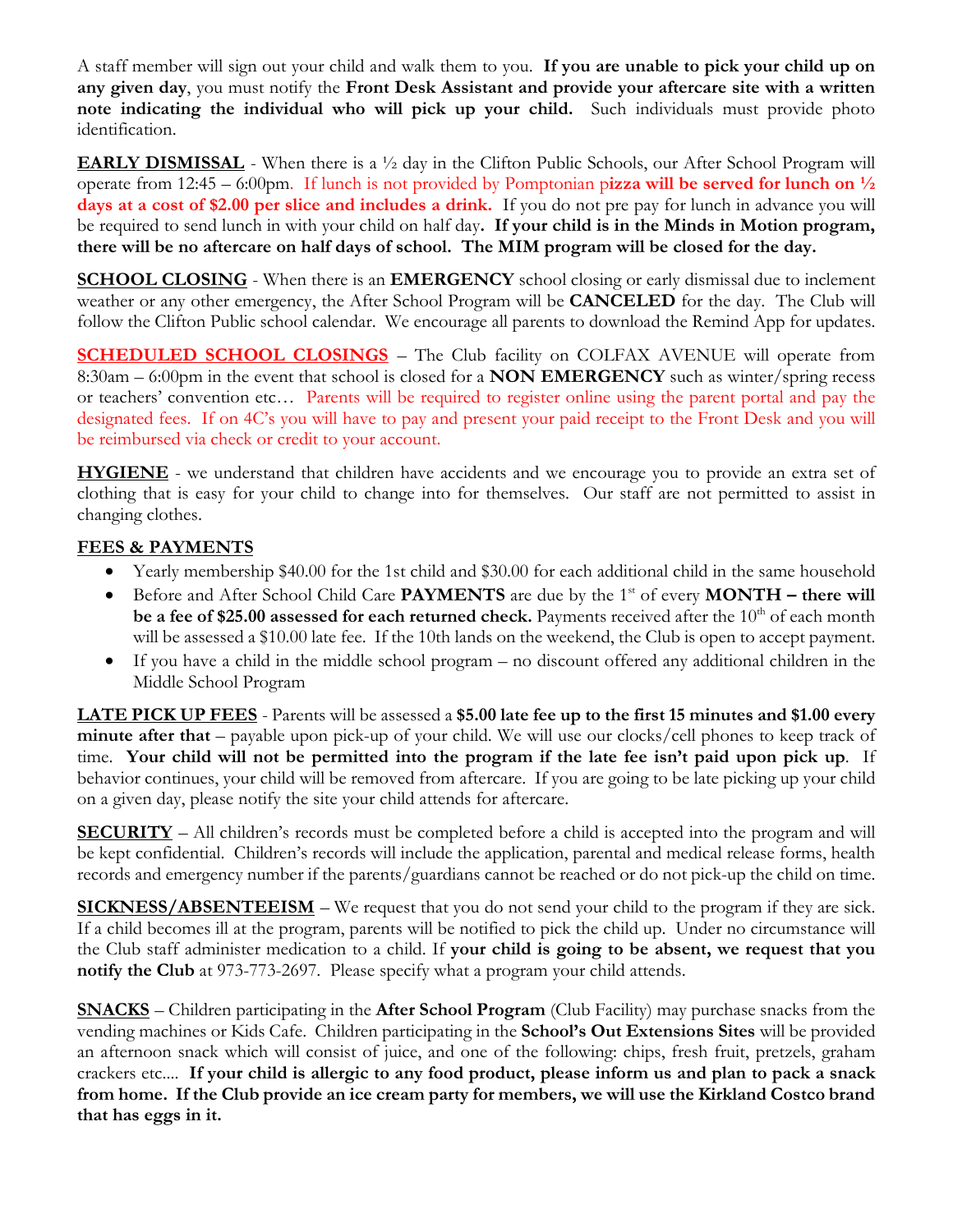A staff member will sign out your child and walk them to you. **If you are unable to pick your child up on any given day**, you must notify the **Front Desk Assistant and provide your aftercare site with a written note indicating the individual who will pick up your child.** Such individuals must provide photo identification.

**EARLY DISMISSAL** - When there is a ½ day in the Clifton Public Schools, our After School Program will operate from 12:45 – 6:00pm. If lunch is not provided by Pomptonian p**izza will be served for lunch on ½ days at a cost of $2.00 per slice and includes a drink.** If you do not pre pay for lunch in advance you will be required to send lunch in with your child on half day**. If your child is in the Minds in Motion program, there will be no aftercare on half days of school. The MIM program will be closed for the day.**

**SCHOOL CLOSING** - When there is an **EMERGENCY** school closing or early dismissal due to inclement weather or any other emergency, the After School Program will be **CANCELED** for the day. The Club will follow the Clifton Public school calendar. We encourage all parents to download the Remind App for updates.

**SCHEDULED SCHOOL CLOSINGS** – The Club facility on COLFAX AVENUE will operate from 8:30am – 6:00pm in the event that school is closed for a **NON EMERGENCY** such as winter/spring recess or teachers' convention etc… Parents will be required to register online using the parent portal and pay the designated fees. If on 4C's you will have to pay and present your paid receipt to the Front Desk and you will be reimbursed via check or credit to your account.

**HYGIENE** - we understand that children have accidents and we encourage you to provide an extra set of clothing that is easy for your child to change into for themselves. Our staff are not permitted to assist in changing clothes.

**FEES & PAYMENTS**

- Yearly membership $40.00 for the 1st child and $30.00 for each additional child in the same household
- Before and After School Child Care **PAYMENTS** are due by the 1st of every **MONTH – there will be a fee of $25.00 assessed for each returned check.** Payments received after the 10th of each month will be assessed a $10.00 late fee. If the 10th lands on the weekend, the Club is open to accept payment.
- If you have a child in the middle school program – no discount offered any additional children in the Middle School Program

**LATE PICK UP FEES** - Parents will be assessed a **$5.00 late fee up to the first 15 minutes and $1.00 every minute after that** – payable upon pick-up of your child. We will use our clocks/cell phones to keep track of time. **Your child will not be permitted into the program if the late fee isn't paid upon pick up**. If behavior continues, your child will be removed from aftercare. If you are going to be late picking up your child on a given day, please notify the site your child attends for aftercare.

**SECURITY** – All children's records must be completed before a child is accepted into the program and will be kept confidential. Children's records will include the application, parental and medical release forms, health records and emergency number if the parents/guardians cannot be reached or do not pick-up the child on time.

**SICKNESS/ABSENTEEISM** – We request that you do not send your child to the program if they are sick. If a child becomes ill at the program, parents will be notified to pick the child up. Under no circumstance will the Club staff administer medication to a child. If **your child is going to be absent, we request that you notify the Club** at 973-773-2697. Please specify what a program your child attends.

**SNACKS** – Children participating in the **After School Program** (Club Facility) may purchase snacks from the vending machines or Kids Cafe. Children participating in the **School's Out Extensions Sites** will be provided an afternoon snack which will consist of juice, and one of the following: chips, fresh fruit, pretzels, graham crackers etc.... **If your child is allergic to any food product, please inform us and plan to pack a snack from home. If the Club provide an ice cream party for members, we will use the Kirkland Costco brand that has eggs in it.**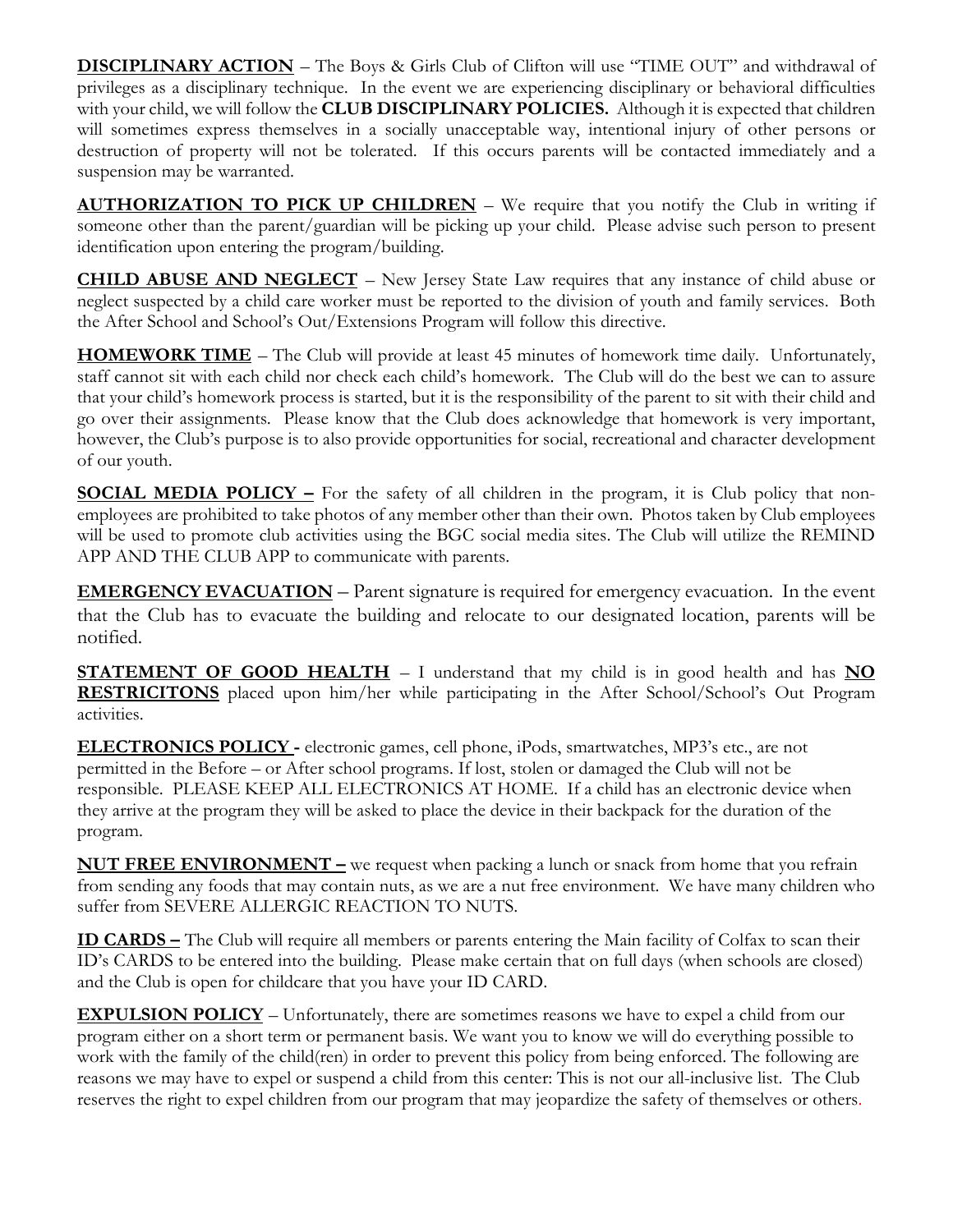**<u>DISCIPLINARY ACTION</u>** – The Boys & Girls Club of Clifton will use "TIME OUT" and withdrawal of privileges as a disciplinary technique. In the event we are experiencing disciplinary or behavioral difficulties with your child, we will follow the **CLUB DISCIPLINARY POLICIES.** Although it is expected that children will sometimes express themselves in a socially unacceptable way, intentional injury of other persons or destruction of property will not be tolerated. If this occurs parents will be contacted immediately and a suspension may be warranted.

**<u>AUTHORIZATION TO PICK UP CHILDREN</u>** – We require that you notify the Club in writing if someone other than the parent/guardian will be picking up your child. Please advise such person to present identification upon entering the program/building.

**<u>CHILD ABUSE AND NEGLECT</u>** – New Jersey State Law requires that any instance of child abuse or neglect suspected by a child care worker must be reported to the division of youth and family services. Both the After School and School's Out/Extensions Program will follow this directive.

**<u>HOMEWORK TIME</u>** – The Club will provide at least 45 minutes of homework time daily. Unfortunately, staff cannot sit with each child nor check each child's homework. The Club will do the best we can to assure that your child's homework process is started, but it is the responsibility of the parent to sit with their child and go over their assignments. Please know that the Club does acknowledge that homework is very important, however, the Club's purpose is to also provide opportunities for social, recreational and character development of our youth.

**<u>SOCIAL MEDIA POLICY –</u>** For the safety of all children in the program, it is Club policy that non-employees are prohibited to take photos of any member other than their own. Photos taken by Club employees will be used to promote club activities using the BGC social media sites. The Club will utilize the REMIND APP AND THE CLUB APP to communicate with parents.

**<u>EMERGENCY EVACUATION</u>** – Parent signature is required for emergency evacuation. In the event that the Club has to evacuate the building and relocate to our designated location, parents will be notified.

**<u>STATEMENT OF GOOD HEALTH</u>** – I understand that my child is in good health and has **<u>NO RESTRICITONS</u>** placed upon him/her while participating in the After School/School's Out Program activities.

**<u>ELECTRONICS POLICY</u> -** electronic games, cell phone, iPods, smartwatches, MP3's etc., are not permitted in the Before – or After school programs. If lost, stolen or damaged the Club will not be responsible. PLEASE KEEP ALL ELECTRONICS AT HOME. If a child has an electronic device when they arrive at the program they will be asked to place the device in their backpack for the duration of the program.

**<u>NUT FREE ENVIRONMENT –</u>** we request when packing a lunch or snack from home that you refrain from sending any foods that may contain nuts, as we are a nut free environment. We have many children who suffer from SEVERE ALLERGIC REACTION TO NUTS.

**<u>ID CARDS –</u>** The Club will require all members or parents entering the Main facility of Colfax to scan their ID's CARDS to be entered into the building. Please make certain that on full days (when schools are closed) and the Club is open for childcare that you have your ID CARD.

**<u>EXPULSION POLICY</u>** – Unfortunately, there are sometimes reasons we have to expel a child from our program either on a short term or permanent basis. We want you to know we will do everything possible to work with the family of the child(ren) in order to prevent this policy from being enforced. The following are reasons we may have to expel or suspend a child from this center: This is not our all-inclusive list. The Club reserves the right to expel children from our program that may jeopardize the safety of themselves or others.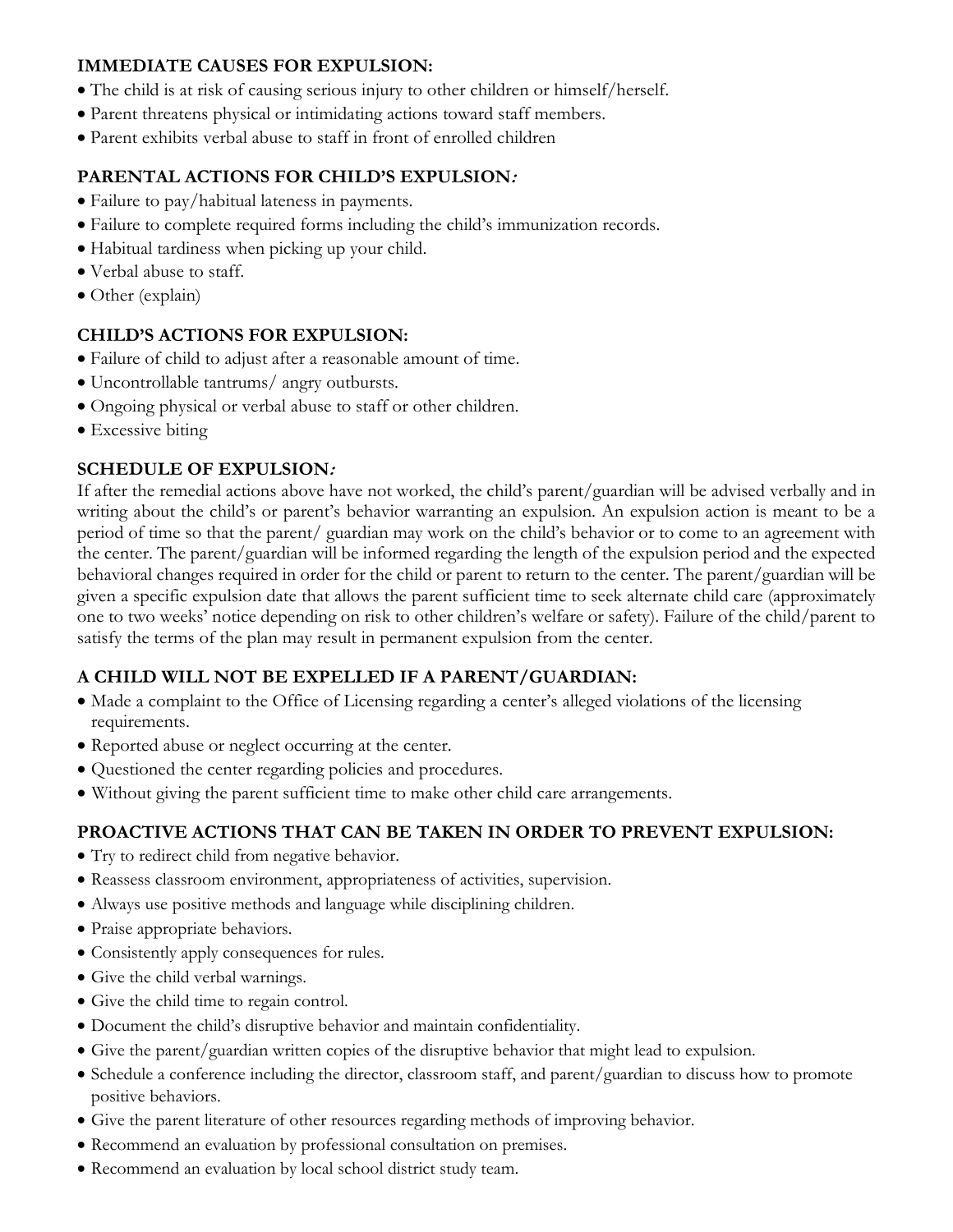**IMMEDIATE CAUSES FOR EXPULSION:**

- The child is at risk of causing serious injury to other children or himself/herself.
- Parent threatens physical or intimidating actions toward staff members.
- Parent exhibits verbal abuse to staff in front of enrolled children

**PARENTAL ACTIONS FOR CHILD'S EXPULSION***:*

- Failure to pay/habitual lateness in payments.
- Failure to complete required forms including the child's immunization records.
- Habitual tardiness when picking up your child.
- Verbal abuse to staff.
- Other (explain)

**CHILD'S ACTIONS FOR EXPULSION:**

- Failure of child to adjust after a reasonable amount of time.
- Uncontrollable tantrums/ angry outbursts.
- Ongoing physical or verbal abuse to staff or other children.
- Excessive biting

**SCHEDULE OF EXPULSION***:*

If after the remedial actions above have not worked, the child's parent/guardian will be advised verbally and in writing about the child's or parent's behavior warranting an expulsion. An expulsion action is meant to be a period of time so that the parent/ guardian may work on the child's behavior or to come to an agreement with the center. The parent/guardian will be informed regarding the length of the expulsion period and the expected behavioral changes required in order for the child or parent to return to the center. The parent/guardian will be given a specific expulsion date that allows the parent sufficient time to seek alternate child care (approximately one to two weeks' notice depending on risk to other children's welfare or safety). Failure of the child/parent to satisfy the terms of the plan may result in permanent expulsion from the center.

**A CHILD WILL NOT BE EXPELLED IF A PARENT/GUARDIAN:**

- Made a complaint to the Office of Licensing regarding a center's alleged violations of the licensing requirements.
- Reported abuse or neglect occurring at the center.
- Questioned the center regarding policies and procedures.
- Without giving the parent sufficient time to make other child care arrangements.

**PROACTIVE ACTIONS THAT CAN BE TAKEN IN ORDER TO PREVENT EXPULSION:**

- Try to redirect child from negative behavior.
- Reassess classroom environment, appropriateness of activities, supervision.
- Always use positive methods and language while disciplining children.
- Praise appropriate behaviors.
- Consistently apply consequences for rules.
- Give the child verbal warnings.
- Give the child time to regain control.
- Document the child's disruptive behavior and maintain confidentiality.
- Give the parent/guardian written copies of the disruptive behavior that might lead to expulsion.
- Schedule a conference including the director, classroom staff, and parent/guardian to discuss how to promote positive behaviors.
- Give the parent literature of other resources regarding methods of improving behavior.
- Recommend an evaluation by professional consultation on premises.
- Recommend an evaluation by local school district study team.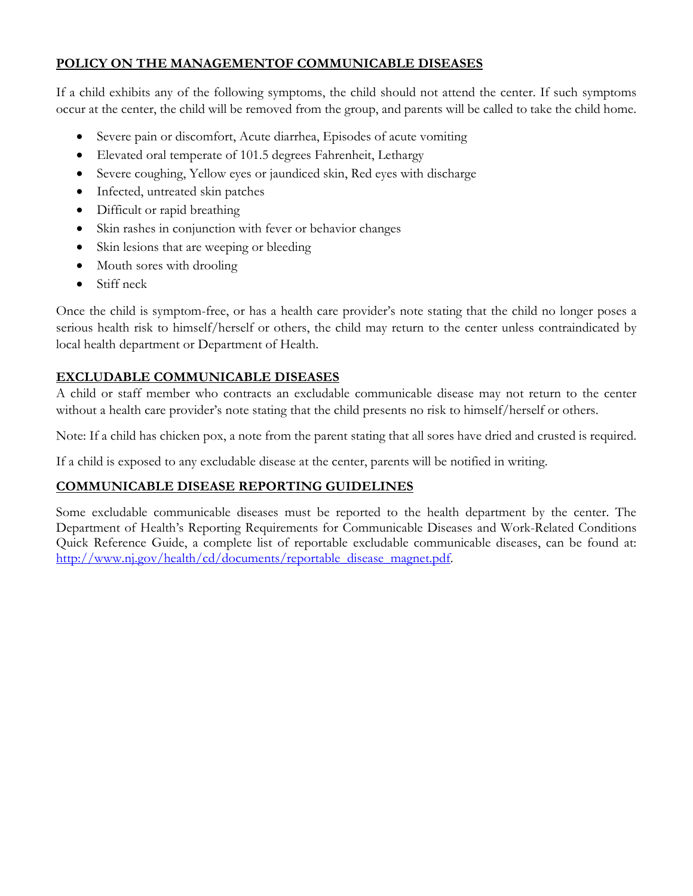## POLICY ON THE MANAGEMENTOF COMMUNICABLE DISEASES

If a child exhibits any of the following symptoms, the child should not attend the center. If such symptoms occur at the center, the child will be removed from the group, and parents will be called to take the child home.

- Severe pain or discomfort, Acute diarrhea, Episodes of acute vomiting
- Elevated oral temperate of 101.5 degrees Fahrenheit, Lethargy
- Severe coughing, Yellow eyes or jaundiced skin, Red eyes with discharge
- Infected, untreated skin patches
- Difficult or rapid breathing
- Skin rashes in conjunction with fever or behavior changes
- Skin lesions that are weeping or bleeding
- Mouth sores with drooling
- Stiff neck

Once the child is symptom-free, or has a health care provider's note stating that the child no longer poses a serious health risk to himself/herself or others, the child may return to the center unless contraindicated by local health department or Department of Health.

## EXCLUDABLE COMMUNICABLE DISEASES

A child or staff member who contracts an excludable communicable disease may not return to the center without a health care provider's note stating that the child presents no risk to himself/herself or others.

Note: If a child has chicken pox, a note from the parent stating that all sores have dried and crusted is required.

If a child is exposed to any excludable disease at the center, parents will be notified in writing.

## COMMUNICABLE DISEASE REPORTING GUIDELINES

Some excludable communicable diseases must be reported to the health department by the center. The Department of Health's Reporting Requirements for Communicable Diseases and Work-Related Conditions Quick Reference Guide, a complete list of reportable excludable communicable diseases, can be found at: [http://www.nj.gov/health/cd/documents/reportable_disease_magnet.pdf](http://www.nj.gov/health/cd/documents/reportable_disease_magnet.pdf).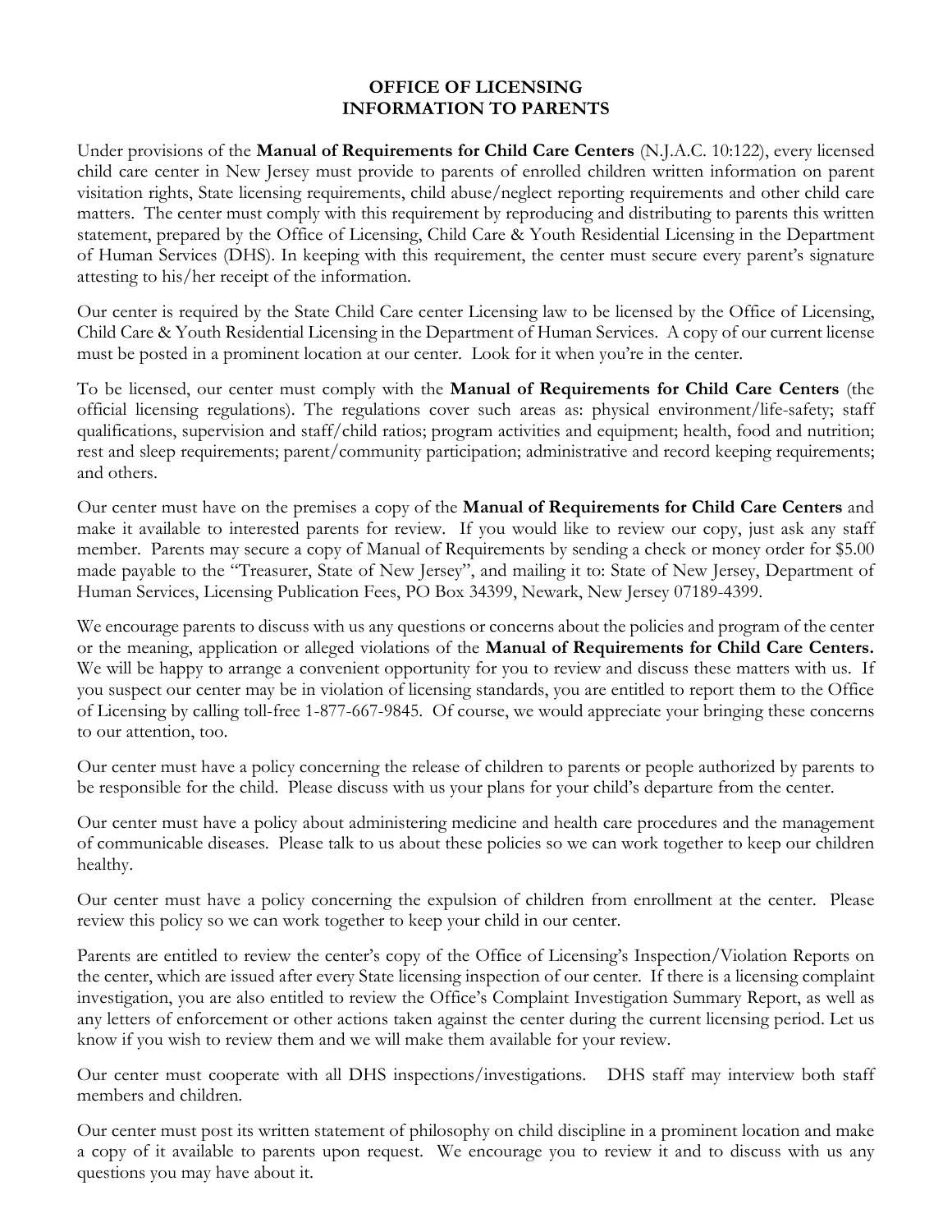# OFFICE OF LICENSING
# INFORMATION TO PARENTS

Under provisions of the **Manual of Requirements for Child Care Centers** (N.J.A.C. 10:122), every licensed child care center in New Jersey must provide to parents of enrolled children written information on parent visitation rights, State licensing requirements, child abuse/neglect reporting requirements and other child care matters. The center must comply with this requirement by reproducing and distributing to parents this written statement, prepared by the Office of Licensing, Child Care & Youth Residential Licensing in the Department of Human Services (DHS). In keeping with this requirement, the center must secure every parent's signature attesting to his/her receipt of the information.

Our center is required by the State Child Care center Licensing law to be licensed by the Office of Licensing, Child Care & Youth Residential Licensing in the Department of Human Services. A copy of our current license must be posted in a prominent location at our center. Look for it when you're in the center.

To be licensed, our center must comply with the **Manual of Requirements for Child Care Centers** (the official licensing regulations). The regulations cover such areas as: physical environment/life-safety; staff qualifications, supervision and staff/child ratios; program activities and equipment; health, food and nutrition; rest and sleep requirements; parent/community participation; administrative and record keeping requirements; and others.

Our center must have on the premises a copy of the **Manual of Requirements for Child Care Centers** and make it available to interested parents for review. If you would like to review our copy, just ask any staff member. Parents may secure a copy of Manual of Requirements by sending a check or money order for $5.00 made payable to the "Treasurer, State of New Jersey", and mailing it to: State of New Jersey, Department of Human Services, Licensing Publication Fees, PO Box 34399, Newark, New Jersey 07189-4399.

We encourage parents to discuss with us any questions or concerns about the policies and program of the center or the meaning, application or alleged violations of the **Manual of Requirements for Child Care Centers.** We will be happy to arrange a convenient opportunity for you to review and discuss these matters with us. If you suspect our center may be in violation of licensing standards, you are entitled to report them to the Office of Licensing by calling toll-free 1-877-667-9845. Of course, we would appreciate your bringing these concerns to our attention, too.

Our center must have a policy concerning the release of children to parents or people authorized by parents to be responsible for the child. Please discuss with us your plans for your child's departure from the center.

Our center must have a policy about administering medicine and health care procedures and the management of communicable diseases. Please talk to us about these policies so we can work together to keep our children healthy.

Our center must have a policy concerning the expulsion of children from enrollment at the center. Please review this policy so we can work together to keep your child in our center.

Parents are entitled to review the center's copy of the Office of Licensing's Inspection/Violation Reports on the center, which are issued after every State licensing inspection of our center. If there is a licensing complaint investigation, you are also entitled to review the Office's Complaint Investigation Summary Report, as well as any letters of enforcement or other actions taken against the center during the current licensing period. Let us know if you wish to review them and we will make them available for your review.

Our center must cooperate with all DHS inspections/investigations. DHS staff may interview both staff members and children.

Our center must post its written statement of philosophy on child discipline in a prominent location and make a copy of it available to parents upon request. We encourage you to review it and to discuss with us any questions you may have about it.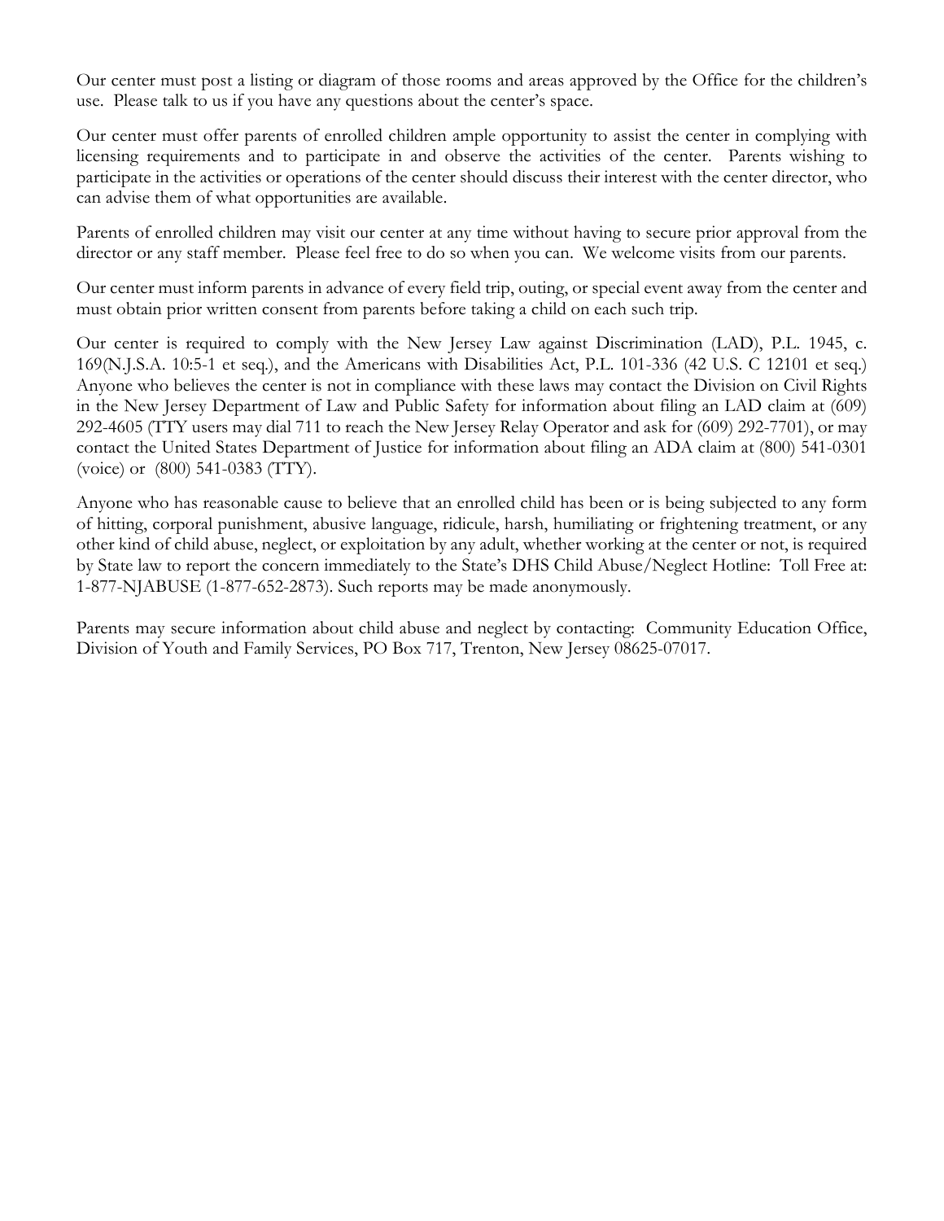Our center must post a listing or diagram of those rooms and areas approved by the Office for the children's use. Please talk to us if you have any questions about the center's space.

Our center must offer parents of enrolled children ample opportunity to assist the center in complying with licensing requirements and to participate in and observe the activities of the center. Parents wishing to participate in the activities or operations of the center should discuss their interest with the center director, who can advise them of what opportunities are available.

Parents of enrolled children may visit our center at any time without having to secure prior approval from the director or any staff member. Please feel free to do so when you can. We welcome visits from our parents.

Our center must inform parents in advance of every field trip, outing, or special event away from the center and must obtain prior written consent from parents before taking a child on each such trip.

Our center is required to comply with the New Jersey Law against Discrimination (LAD), P.L. 1945, c. 169(N.J.S.A. 10:5-1 et seq.), and the Americans with Disabilities Act, P.L. 101-336 (42 U.S. C 12101 et seq.) Anyone who believes the center is not in compliance with these laws may contact the Division on Civil Rights in the New Jersey Department of Law and Public Safety for information about filing an LAD claim at (609) 292-4605 (TTY users may dial 711 to reach the New Jersey Relay Operator and ask for (609) 292-7701), or may contact the United States Department of Justice for information about filing an ADA claim at (800) 541-0301 (voice) or (800) 541-0383 (TTY).

Anyone who has reasonable cause to believe that an enrolled child has been or is being subjected to any form of hitting, corporal punishment, abusive language, ridicule, harsh, humiliating or frightening treatment, or any other kind of child abuse, neglect, or exploitation by any adult, whether working at the center or not, is required by State law to report the concern immediately to the State's DHS Child Abuse/Neglect Hotline: Toll Free at: 1-877-NJABUSE (1-877-652-2873). Such reports may be made anonymously.

Parents may secure information about child abuse and neglect by contacting: Community Education Office, Division of Youth and Family Services, PO Box 717, Trenton, New Jersey 08625-07017.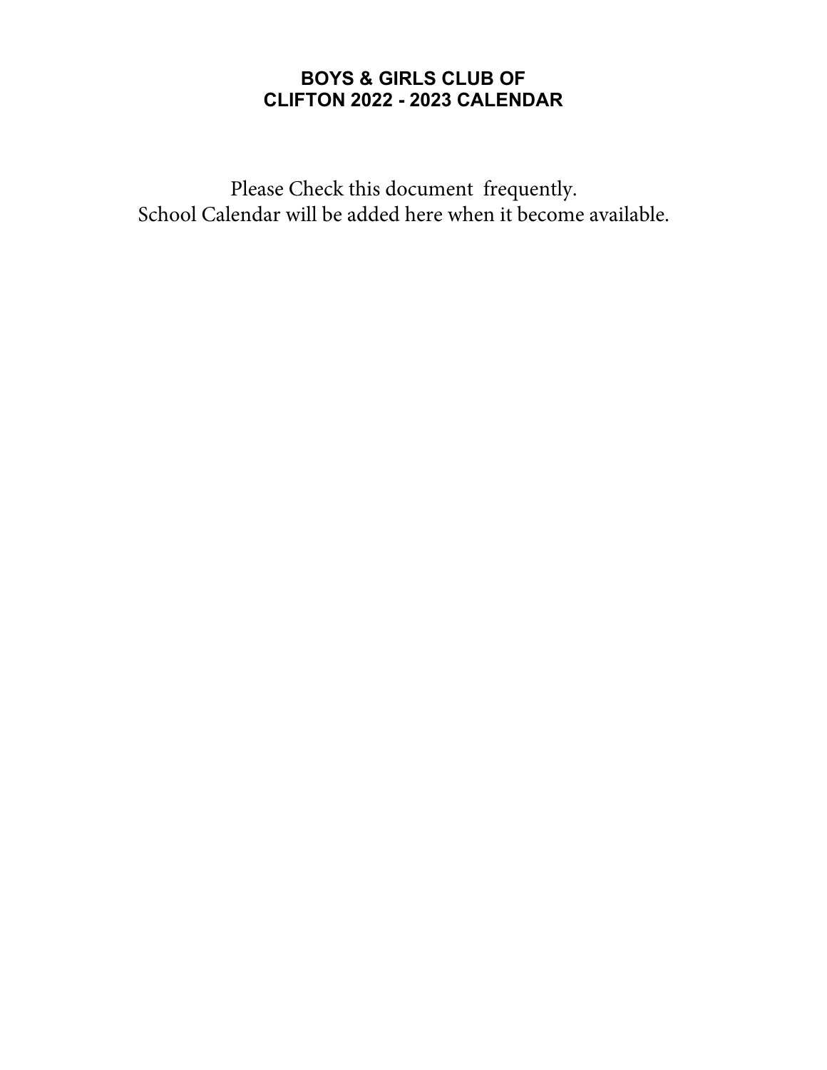# BOYS & GIRLS CLUB OF CLIFTON 2022 - 2023 CALENDAR

Please Check this document  frequently.
School Calendar will be added here when it become available.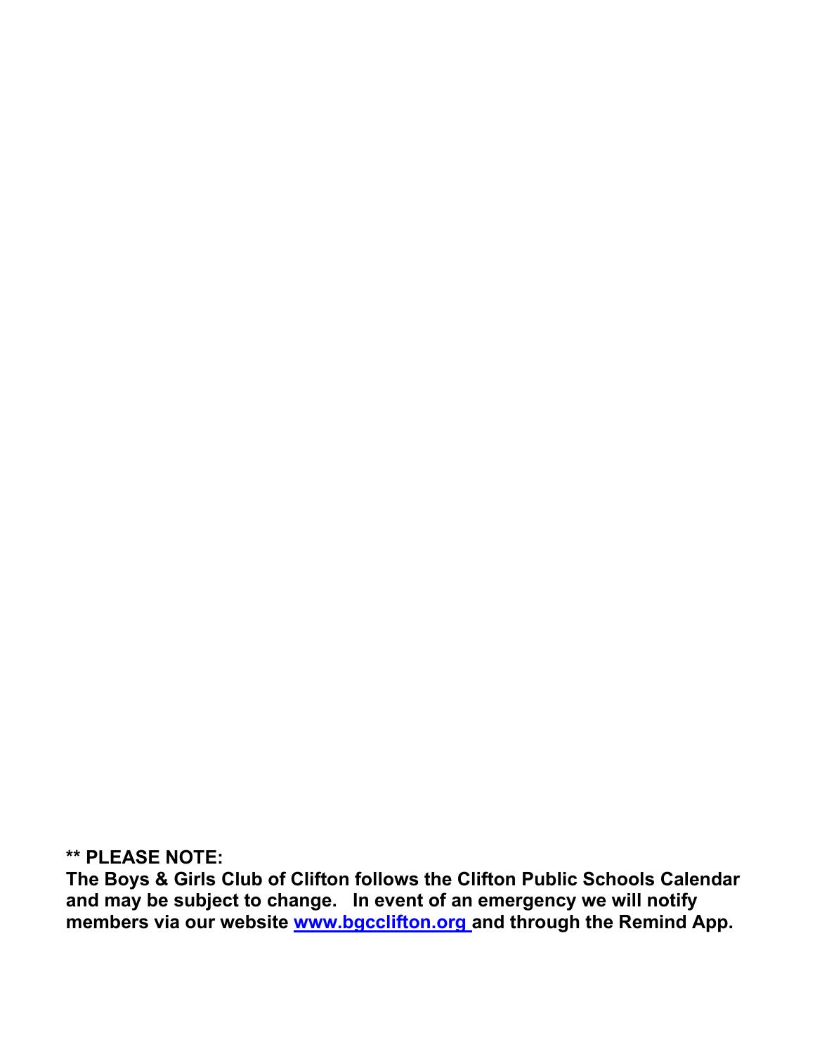**** PLEASE NOTE:**

**The Boys & Girls Club of Clifton follows the Clifton Public Schools Calendar and may be subject to change. In event of an emergency we will notify members via our website [www.bgcclifton.org](http://www.bgcclifton.org) and through the Remind App.**